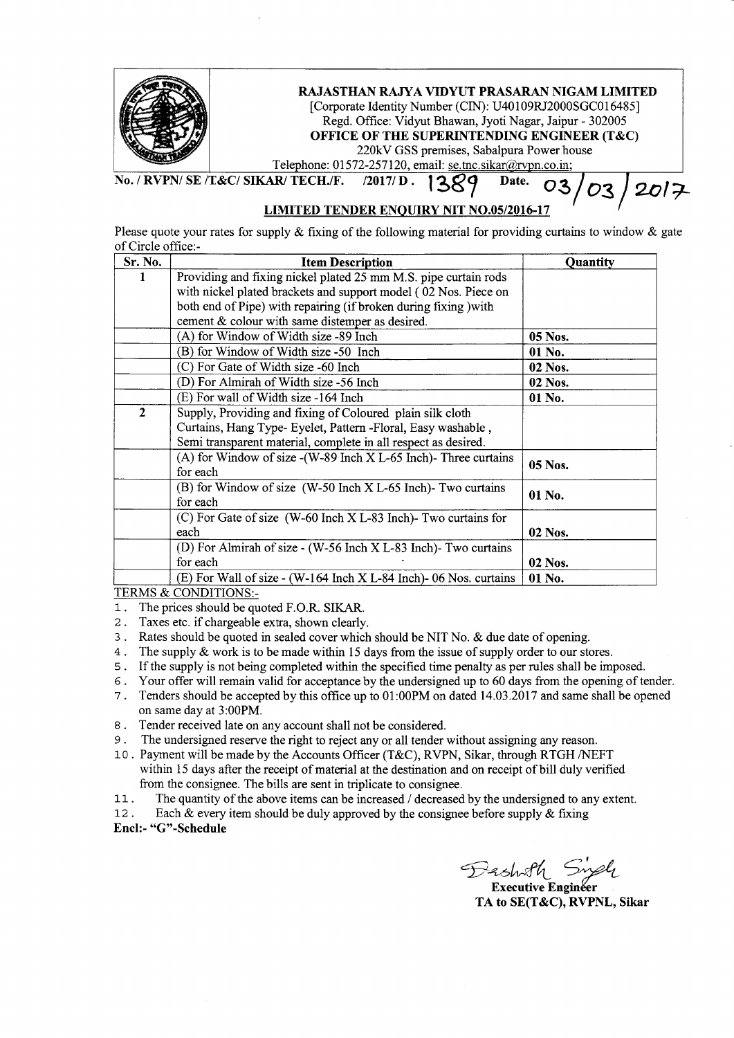**RAJASTHAN RAJYA VIDYUT PRASARAN NIGAM LIMITED**
[Corporate Identity Number (CIN): U40109RJ2000SGC016485]
Regd. Office: Vidyut Bhawan, Jyoti Nagar, Jaipur - 302005
**OFFICE OF THE SUPERINTENDING ENGINEER (T&C)**
220kV GSS premises, Sabalpura Power house
Telephone: 01572-257120, email: se.tnc.sikar@rvpn.co.in;

**No. / RVPN/ SE /T&C/ SIKAR/ TECH./F. /2017/ D. 1389 Date. 03/03/2017**

## LIMITED TENDER ENQUIRY NIT NO.05/2016-17

Please quote your rates for supply & fixing of the following material for providing curtains to window & gate of Circle office:-

| Sr. No. | Item Description | Quantity |
|---|---|---|
| 1 | Providing and fixing nickel plated 25 mm M.S. pipe curtain rods with nickel plated brackets and support model ( 02 Nos. Piece on both end of Pipe) with repairing (if broken during fixing )with cement & colour with same distemper as desired. | |
| | (A) for Window of Width size -89 Inch | **05 Nos.** |
| | (B) for Window of Width size -50 Inch | **01 No.** |
| | (C) For Gate of Width size -60 Inch | **02 Nos.** |
| | (D) For Almirah of Width size -56 Inch | **02 Nos.** |
| | (E) For wall of Width size -164 Inch | **01 No.** |
| 2 | Supply, Providing and fixing of Coloured plain silk cloth Curtains, Hang Type- Eyelet, Pattern -Floral, Easy washable, Semi transparent material, complete in all respect as desired. | |
| | (A) for Window of size -(W-89 Inch X L-65 Inch)- Three curtains for each | **05 Nos.** |
| | (B) for Window of size (W-50 Inch X L-65 Inch)- Two curtains for each | **01 No.** |
| | (C) For Gate of size (W-60 Inch X L-83 Inch)- Two curtains for each | **02 Nos.** |
| | (D) For Almirah of size - (W-56 Inch X L-83 Inch)- Two curtains for each | **02 Nos.** |
| | (E) For Wall of size - (W-164 Inch X L-84 Inch)- 06 Nos. curtains | **01 No.** |

TERMS & CONDITIONS:-

1. The prices should be quoted F.O.R. SIKAR.
2. Taxes etc. if chargeable extra, shown clearly.
3. Rates should be quoted in sealed cover which should be NIT No. & due date of opening.
4. The supply & work is to be made within 15 days from the issue of supply order to our stores.
5. If the supply is not being completed within the specified time penalty as per rules shall be imposed.
6. Your offer will remain valid for acceptance by the undersigned up to 60 days from the opening of tender.
7. Tenders should be accepted by this office up to 01:00PM on dated 14.03.2017 and same shall be opened on same day at 3:00PM.
8. Tender received late on any account shall not be considered.
9. The undersigned reserve the right to reject any or all tender without assigning any reason.
10. Payment will be made by the Accounts Officer (T&C), RVPN, Sikar, through RTGH /NEFT within 15 days after the receipt of material at the destination and on receipt of bill duly verified from the consignee. The bills are sent in triplicate to consignee.
11. The quantity of the above items can be increased / decreased by the undersigned to any extent.
12. Each & every item should be duly approved by the consignee before supply & fixing

**Encl:- "G"-Schedule**

Dashrath Singh
**Executive Engineer**
**TA to SE(T&C), RVPNL, Sikar**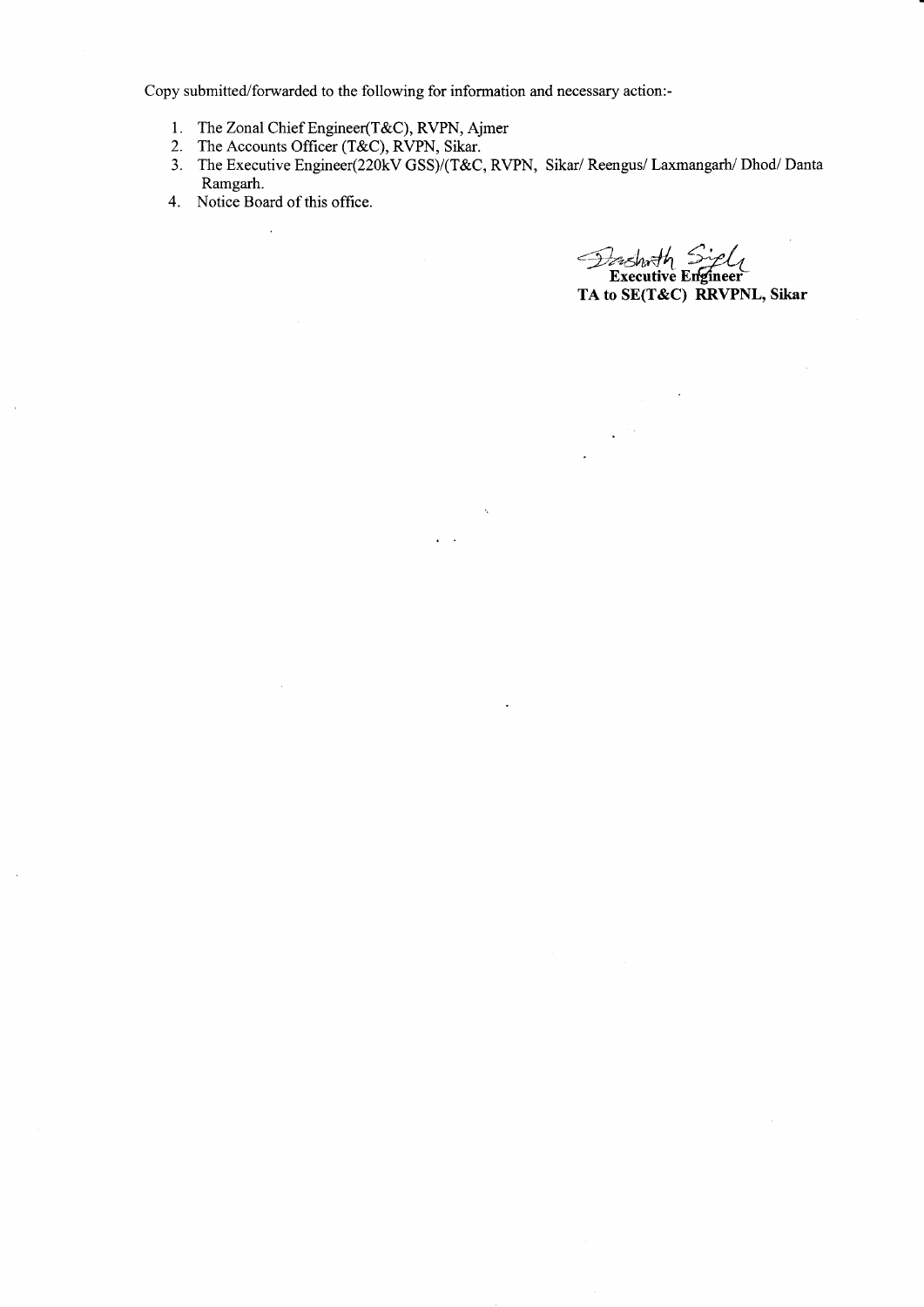Copy submitted/forwarded to the following for information and necessary action:-

1. The Zonal Chief Engineer(T&C), RVPN, Ajmer
2. The Accounts Officer (T&C), RVPN, Sikar.
3. The Executive Engineer(220kV GSS)/(T&C, RVPN, Sikar/ Reengus/ Laxmangarh/ Dhod/ Danta Ramgarh.
4. Notice Board of this office.

**Executive Engineer**
**TA to SE(T&C) RRVPNL, Sikar**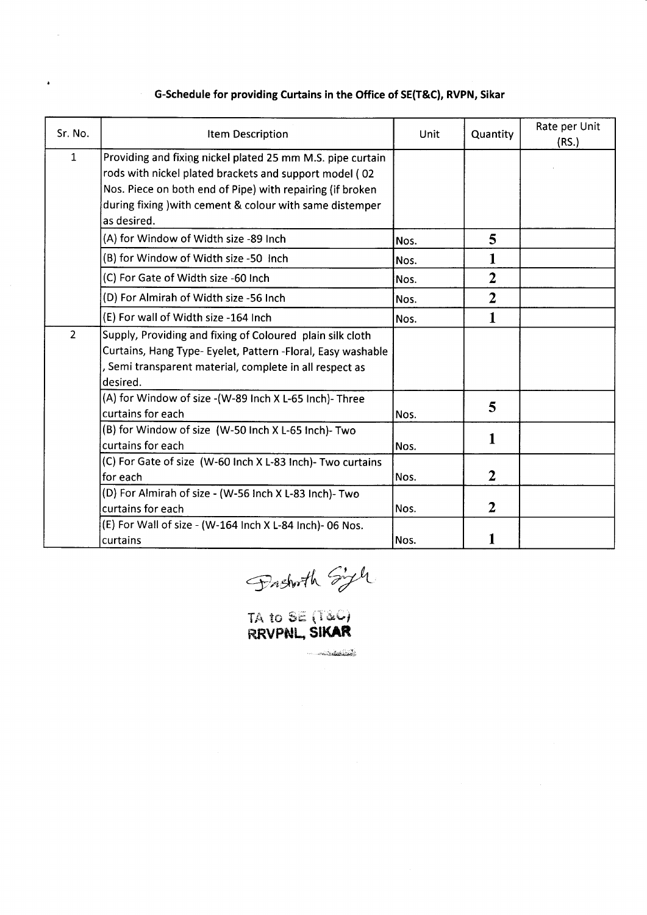## G-Schedule for providing Curtains in the Office of SE(T&C), RVPN, Sikar

| Sr. No. | Item Description | Unit | Quantity | Rate per Unit (RS.) |
|---|---|---|---|---|
| 1 | Providing and fixing nickel plated 25 mm M.S. pipe curtain rods with nickel plated brackets and support model ( 02 Nos. Piece on both end of Pipe) with repairing (if broken during fixing )with cement & colour with same distemper as desired. | | | |
| | (A) for Window of Width size -89 Inch | Nos. | 5 | |
| | (B) for Window of Width size -50 Inch | Nos. | 1 | |
| | (C) For Gate of Width size -60 Inch | Nos. | 2 | |
| | (D) For Almirah of Width size -56 Inch | Nos. | 2 | |
| | (E) For wall of Width size -164 Inch | Nos. | 1 | |
| 2 | Supply, Providing and fixing of Coloured plain silk cloth Curtains, Hang Type- Eyelet, Pattern -Floral, Easy washable , Semi transparent material, complete in all respect as desired. | | | |
| | (A) for Window of size -(W-89 Inch X L-65 Inch)- Three curtains for each | Nos. | 5 | |
| | (B) for Window of size (W-50 Inch X L-65 Inch)- Two curtains for each | Nos. | 1 | |
| | (C) For Gate of size (W-60 Inch X L-83 Inch)- Two curtains for each | Nos. | 2 | |
| | (D) For Almirah of size - (W-56 Inch X L-83 Inch)- Two curtains for each | Nos. | 2 | |
| | (E) For Wall of size - (W-164 Inch X L-84 Inch)- 06 Nos. curtains | Nos. | 1 | |

Pashoth Singh

TA to SE (T&C)
**RRVPNL, SIKAR**